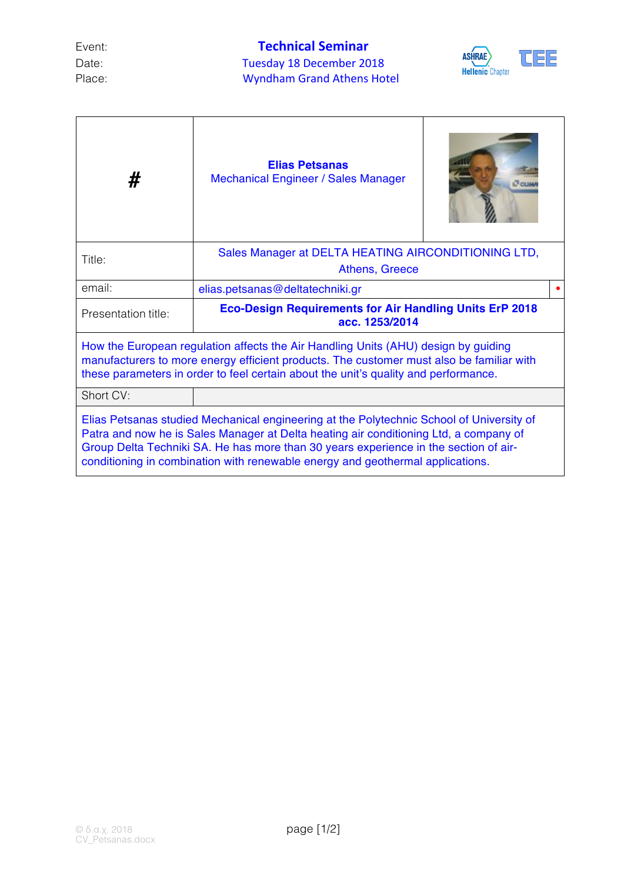Event: **Technical Seminar**

Date: Tuesday 18 December 2018

Place: Wyndham Grand Athens Hotel

| # | **Elias Petsanas**<br>Mechanical Engineer / Sales Manager | |
|---|---|---|
| Title: | Sales Manager at DELTA HEATING AIRCONDITIONING LTD, Athens, Greece | |
| email: | elias.petsanas@deltatechniki.gr | |
| Presentation title: | **Eco-Design Requirements for Air Handling Units ErP 2018 acc. 1253/2014** | |

How the European regulation affects the Air Handling Units (AHU) design by guiding manufacturers to more energy efficient products. The customer must also be familiar with these parameters in order to feel certain about the unit's quality and performance.

Short CV:

Elias Petsanas studied Mechanical engineering at the Polytechnic School of University of Patra and now he is Sales Manager at Delta heating air conditioning Ltd, a company of Group Delta Techniki SA. He has more than 30 years experience in the section of air-conditioning in combination with renewable energy and geothermal applications.

© δ.α.χ. 2018
CV_Petsanas.docx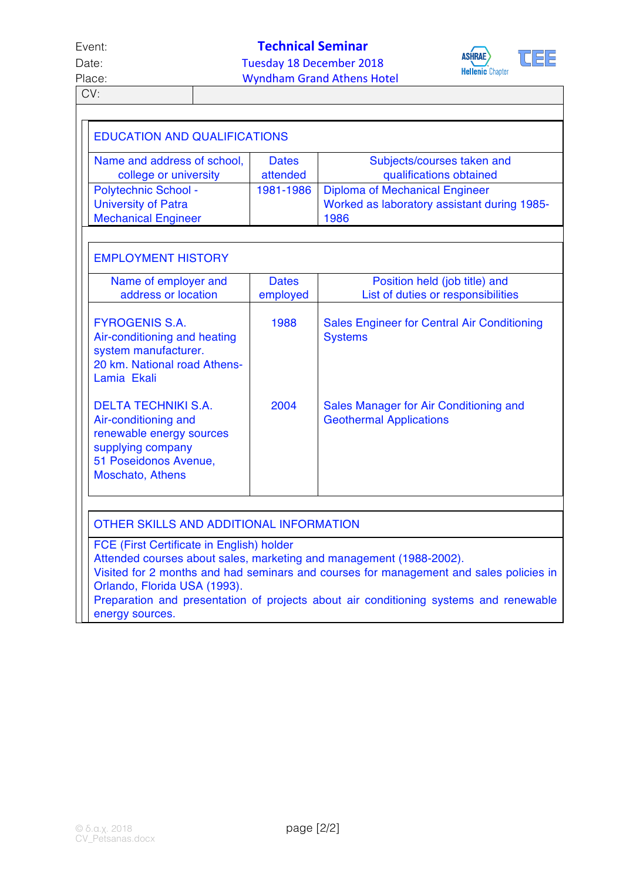| | |
|---|---|
| Event: | **Technical Seminar** |
| Date: | Tuesday 18 December 2018 |
| Place: | Wyndham Grand Athens Hotel |
| CV: | |

## EDUCATION AND QUALIFICATIONS

| Name and address of school, college or university | Dates attended | Subjects/courses taken and qualifications obtained |
|---|---|---|
| Polytechnic School - University of Patra Mechanical Engineer | 1981-1986 | Diploma of Mechanical Engineer Worked as laboratory assistant during 1985-1986 |

## EMPLOYMENT HISTORY

| Name of employer and address or location | Dates employed | Position held (job title) and List of duties or responsibilities |
|---|---|---|
| FYROGENIS S.A. Air-conditioning and heating system manufacturer. 20 km. National road Athens-Lamia Ekali | 1988 | Sales Engineer for Central Air Conditioning Systems |
| DELTA TECHNIKI S.A. Air-conditioning and renewable energy sources supplying company 51 Poseidonos Avenue, Moschato, Athens | 2004 | Sales Manager for Air Conditioning and Geothermal Applications |

## OTHER SKILLS AND ADDITIONAL INFORMATION

FCE (First Certificate in English) holder
Attended courses about sales, marketing and management (1988-2002).
Visited for 2 months and had seminars and courses for management and sales policies in Orlando, Florida USA (1993).
Preparation and presentation of projects about air conditioning systems and renewable energy sources.